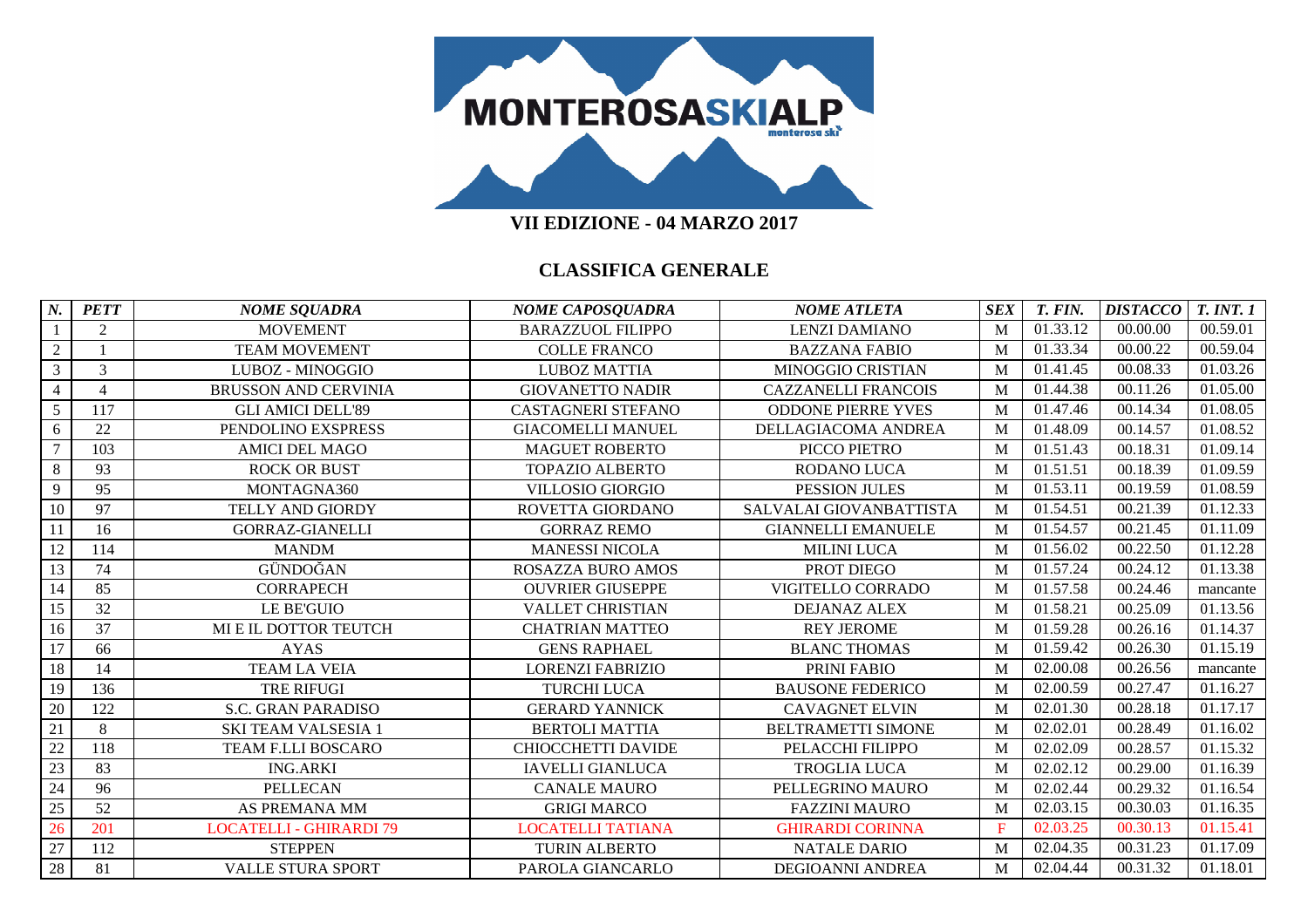# VII EDIZIONE - 04 MARZO 2017

## CLASSIFICA GENERALE

| *N.* | *PETT* | *NOME SQUADRA* | *NOME CAPOSQUADRA* | *NOME ATLETA* | *SEX* | *T. FIN.* | *DISTACCO* | *T. INT. 1* |
|---|---|---|---|---|---|---|---|---|
| 1 | 2 | MOVEMENT | BARAZZUOL FILIPPO | LENZI DAMIANO | M | 01.33.12 | 00.00.00 | 00.59.01 |
| 2 | 1 | TEAM MOVEMENT | COLLE FRANCO | BAZZANA FABIO | M | 01.33.34 | 00.00.22 | 00.59.04 |
| 3 | 3 | LUBOZ - MINOGGIO | LUBOZ MATTIA | MINOGGIO CRISTIAN | M | 01.41.45 | 00.08.33 | 01.03.26 |
| 4 | 4 | BRUSSON AND CERVINIA | GIOVANETTO NADIR | CAZZANELLI FRANCOIS | M | 01.44.38 | 00.11.26 | 01.05.00 |
| 5 | 117 | GLI AMICI DELL'89 | CASTAGNERI STEFANO | ODDONE PIERRE YVES | M | 01.47.46 | 00.14.34 | 01.08.05 |
| 6 | 22 | PENDOLINO EXSPRESS | GIACOMELLI MANUEL | DELLAGIACOMA ANDREA | M | 01.48.09 | 00.14.57 | 01.08.52 |
| 7 | 103 | AMICI DEL MAGO | MAGUET ROBERTO | PICCO PIETRO | M | 01.51.43 | 00.18.31 | 01.09.14 |
| 8 | 93 | ROCK OR BUST | TOPAZIO ALBERTO | RODANO LUCA | M | 01.51.51 | 00.18.39 | 01.09.59 |
| 9 | 95 | MONTAGNA360 | VILLOSIO GIORGIO | PESSION JULES | M | 01.53.11 | 00.19.59 | 01.08.59 |
| 10 | 97 | TELLY AND GIORDY | ROVETTA GIORDANO | SALVALAI GIOVANBATTISTA | M | 01.54.51 | 00.21.39 | 01.12.33 |
| 11 | 16 | GORRAZ-GIANELLI | GORRAZ REMO | GIANNELLI EMANUELE | M | 01.54.57 | 00.21.45 | 01.11.09 |
| 12 | 114 | MANDM | MANESSI NICOLA | MILINI LUCA | M | 01.56.02 | 00.22.50 | 01.12.28 |
| 13 | 74 | GÜNDOĞAN | ROSAZZA BURO AMOS | PROT DIEGO | M | 01.57.24 | 00.24.12 | 01.13.38 |
| 14 | 85 | CORRAPECH | OUVRIER GIUSEPPE | VIGITELLO CORRADO | M | 01.57.58 | 00.24.46 | mancante |
| 15 | 32 | LE BE'GUIO | VALLET CHRISTIAN | DEJANAZ ALEX | M | 01.58.21 | 00.25.09 | 01.13.56 |
| 16 | 37 | MI E IL DOTTOR TEUTCH | CHATRIAN MATTEO | REY JEROME | M | 01.59.28 | 00.26.16 | 01.14.37 |
| 17 | 66 | AYAS | GENS RAPHAEL | BLANC THOMAS | M | 01.59.42 | 00.26.30 | 01.15.19 |
| 18 | 14 | TEAM LA VEIA | LORENZI FABRIZIO | PRINI FABIO | M | 02.00.08 | 00.26.56 | mancante |
| 19 | 136 | TRE RIFUGI | TURCHI LUCA | BAUSONE FEDERICO | M | 02.00.59 | 00.27.47 | 01.16.27 |
| 20 | 122 | S.C. GRAN PARADISO | GERARD YANNICK | CAVAGNET ELVIN | M | 02.01.30 | 00.28.18 | 01.17.17 |
| 21 | 8 | SKI TEAM VALSESIA 1 | BERTOLI MATTIA | BELTRAMETTI SIMONE | M | 02.02.01 | 00.28.49 | 01.16.02 |
| 22 | 118 | TEAM F.LLI BOSCARO | CHIOCCHETTI DAVIDE | PELACCHI FILIPPO | M | 02.02.09 | 00.28.57 | 01.15.32 |
| 23 | 83 | ING.ARKI | IAVELLI GIANLUCA | TROGLIA LUCA | M | 02.02.12 | 00.29.00 | 01.16.39 |
| 24 | 96 | PELLECAN | CANALE MAURO | PELLEGRINO MAURO | M | 02.02.44 | 00.29.32 | 01.16.54 |
| 25 | 52 | AS PREMANA MM | GRIGI MARCO | FAZZINI MAURO | M | 02.03.15 | 00.30.03 | 01.16.35 |
| 26 | 201 | LOCATELLI - GHIRARDI 79 | LOCATELLI TATIANA | GHIRARDI CORINNA | F | 02.03.25 | 00.30.13 | 01.15.41 |
| 27 | 112 | STEPPEN | TURIN ALBERTO | NATALE DARIO | M | 02.04.35 | 00.31.23 | 01.17.09 |
| 28 | 81 | VALLE STURA SPORT | PAROLA GIANCARLO | DEGIOANNI ANDREA | M | 02.04.44 | 00.31.32 | 01.18.01 |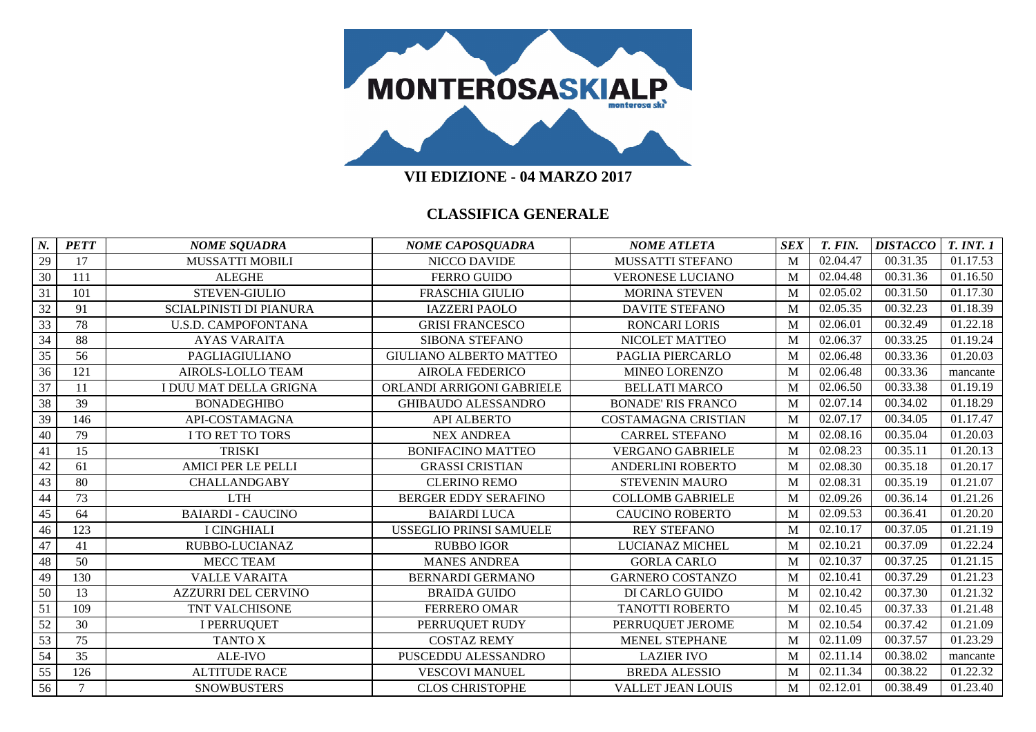MONTEROSASKIALP

**VII EDIZIONE - 04 MARZO 2017**

## CLASSIFICA GENERALE

| *N.* | *PETT* | *NOME SQUADRA* | *NOME CAPOSQUADRA* | *NOME ATLETA* | *SEX* | *T. FIN.* | *DISTACCO* | *T. INT. 1* |
|---|---|---|---|---|---|---|---|---|
| 29 | 17 | MUSSATTI MOBILI | NICCO DAVIDE | MUSSATTI STEFANO | M | 02.04.47 | 00.31.35 | 01.17.53 |
| 30 | 111 | ALEGHE | FERRO GUIDO | VERONESE LUCIANO | M | 02.04.48 | 00.31.36 | 01.16.50 |
| 31 | 101 | STEVEN-GIULIO | FRASCHIA GIULIO | MORINA STEVEN | M | 02.05.02 | 00.31.50 | 01.17.30 |
| 32 | 91 | SCIALPINISTI DI PIANURA | IAZZERI PAOLO | DAVITE STEFANO | M | 02.05.35 | 00.32.23 | 01.18.39 |
| 33 | 78 | U.S.D. CAMPOFONTANA | GRISI FRANCESCO | RONCARI LORIS | M | 02.06.01 | 00.32.49 | 01.22.18 |
| 34 | 88 | AYAS VARAITA | SIBONA STEFANO | NICOLET MATTEO | M | 02.06.37 | 00.33.25 | 01.19.24 |
| 35 | 56 | PAGLIAGIULIANO | GIULIANO ALBERTO MATTEO | PAGLIA PIERCARLO | M | 02.06.48 | 00.33.36 | 01.20.03 |
| 36 | 121 | AIROLS-LOLLO TEAM | AIROLA FEDERICO | MINEO LORENZO | M | 02.06.48 | 00.33.36 | mancante |
| 37 | 11 | I DUU MAT DELLA GRIGNA | ORLANDI ARRIGONI GABRIELE | BELLATI MARCO | M | 02.06.50 | 00.33.38 | 01.19.19 |
| 38 | 39 | BONADEGHIBO | GHIBAUDO ALESSANDRO | BONADE' RIS FRANCO | M | 02.07.14 | 00.34.02 | 01.18.29 |
| 39 | 146 | API-COSTAMAGNA | API ALBERTO | COSTAMAGNA CRISTIAN | M | 02.07.17 | 00.34.05 | 01.17.47 |
| 40 | 79 | I TO RET TO TORS | NEX ANDREA | CARREL STEFANO | M | 02.08.16 | 00.35.04 | 01.20.03 |
| 41 | 15 | TRISKI | BONIFACINO MATTEO | VERGANO GABRIELE | M | 02.08.23 | 00.35.11 | 01.20.13 |
| 42 | 61 | AMICI PER LE PELLI | GRASSI CRISTIAN | ANDERLINI ROBERTO | M | 02.08.30 | 00.35.18 | 01.20.17 |
| 43 | 80 | CHALLANDGABY | CLERINO REMO | STEVENIN MAURO | M | 02.08.31 | 00.35.19 | 01.21.07 |
| 44 | 73 | LTH | BERGER EDDY SERAFINO | COLLOMB GABRIELE | M | 02.09.26 | 00.36.14 | 01.21.26 |
| 45 | 64 | BAIARDI - CAUCINO | BAIARDI LUCA | CAUCINO ROBERTO | M | 02.09.53 | 00.36.41 | 01.20.20 |
| 46 | 123 | I CINGHIALI | USSEGLIO PRINSI SAMUELE | REY STEFANO | M | 02.10.17 | 00.37.05 | 01.21.19 |
| 47 | 41 | RUBBO-LUCIANAZ | RUBBO IGOR | LUCIANAZ MICHEL | M | 02.10.21 | 00.37.09 | 01.22.24 |
| 48 | 50 | MECC TEAM | MANES ANDREA | GORLA CARLO | M | 02.10.37 | 00.37.25 | 01.21.15 |
| 49 | 130 | VALLE VARAITA | BERNARDI GERMANO | GARNERO COSTANZO | M | 02.10.41 | 00.37.29 | 01.21.23 |
| 50 | 13 | AZZURRI DEL CERVINO | BRAIDA GUIDO | DI CARLO GUIDO | M | 02.10.42 | 00.37.30 | 01.21.32 |
| 51 | 109 | TNT VALCHISONE | FERRERO OMAR | TANOTTI ROBERTO | M | 02.10.45 | 00.37.33 | 01.21.48 |
| 52 | 30 | I PERRUQUET | PERRUQUET RUDY | PERRUQUET JEROME | M | 02.10.54 | 00.37.42 | 01.21.09 |
| 53 | 75 | TANTO X | COSTAZ REMY | MENEL STEPHANE | M | 02.11.09 | 00.37.57 | 01.23.29 |
| 54 | 35 | ALE-IVO | PUSCEDDU ALESSANDRO | LAZIER IVO | M | 02.11.14 | 00.38.02 | mancante |
| 55 | 126 | ALTITUDE RACE | VESCOVI MANUEL | BREDA ALESSIO | M | 02.11.34 | 00.38.22 | 01.22.32 |
| 56 | 7 | SNOWBUSTERS | CLOS CHRISTOPHE | VALLET JEAN LOUIS | M | 02.12.01 | 00.38.49 | 01.23.40 |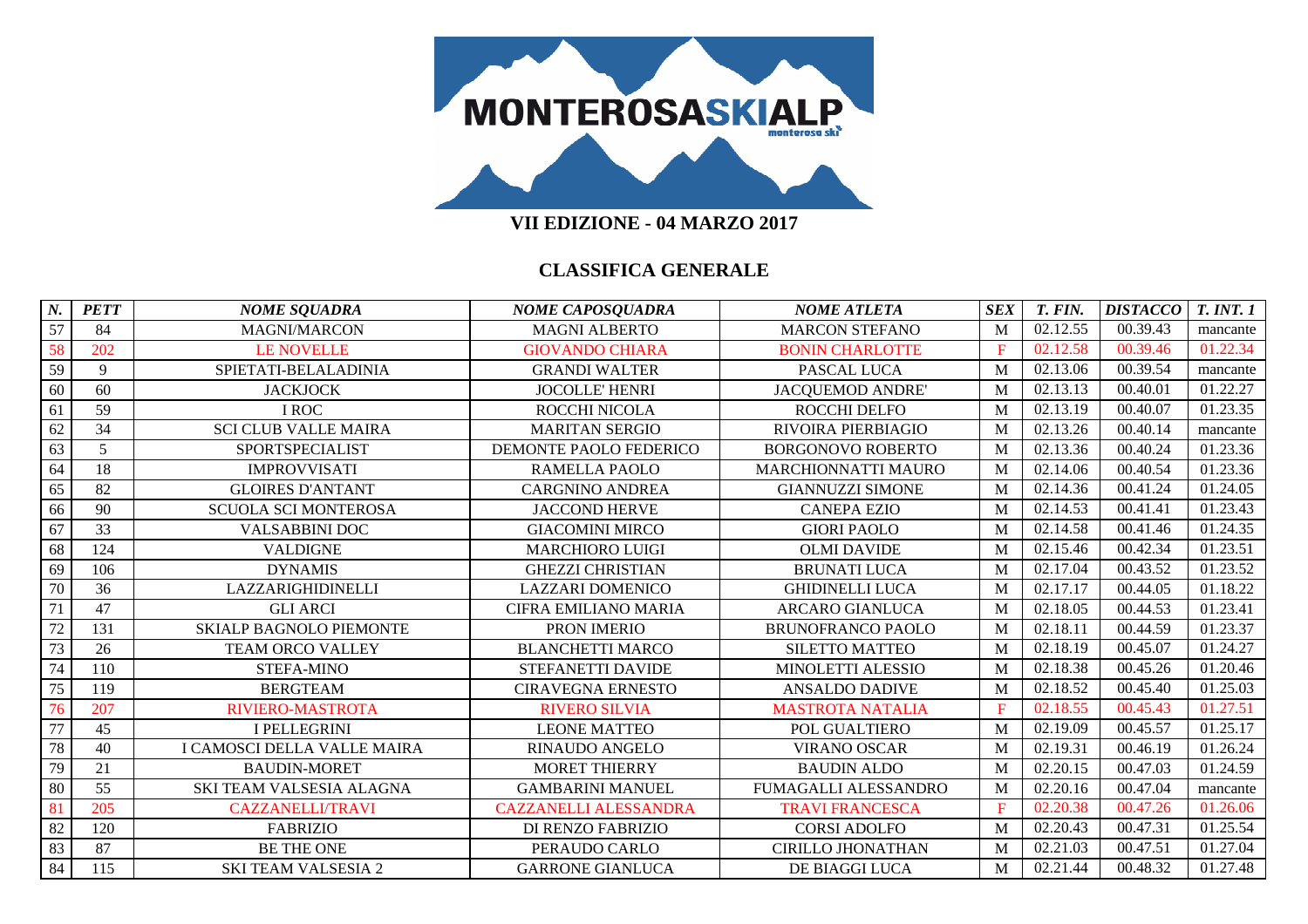**VII EDIZIONE - 04 MARZO 2017**

## CLASSIFICA GENERALE

| *N.* | *PETT* | *NOME SQUADRA* | *NOME CAPOSQUADRA* | *NOME ATLETA* | *SEX* | *T. FIN.* | *DISTACCO* | *T. INT. 1* |
|---|---|---|---|---|---|---|---|---|
| 57 | 84 | MAGNI/MARCON | MAGNI ALBERTO | MARCON STEFANO | M | 02.12.55 | 00.39.43 | mancante |
| 58 | 202 | LE NOVELLE | GIOVANDO CHIARA | BONIN CHARLOTTE | F | 02.12.58 | 00.39.46 | 01.22.34 |
| 59 | 9 | SPIETATI-BELALADINIA | GRANDI WALTER | PASCAL LUCA | M | 02.13.06 | 00.39.54 | mancante |
| 60 | 60 | JACKJOCK | JOCOLLE' HENRI | JACQUEMOD ANDRE' | M | 02.13.13 | 00.40.01 | 01.22.27 |
| 61 | 59 | I ROC | ROCCHI NICOLA | ROCCHI DELFO | M | 02.13.19 | 00.40.07 | 01.23.35 |
| 62 | 34 | SCI CLUB VALLE MAIRA | MARITAN SERGIO | RIVOIRA PIERBIAGIO | M | 02.13.26 | 00.40.14 | mancante |
| 63 | 5 | SPORTSPECIALIST | DEMONTE PAOLO FEDERICO | BORGONOVO ROBERTO | M | 02.13.36 | 00.40.24 | 01.23.36 |
| 64 | 18 | IMPROVVISATI | RAMELLA PAOLO | MARCHIONNATTI MAURO | M | 02.14.06 | 00.40.54 | 01.23.36 |
| 65 | 82 | GLOIRES D'ANTANT | CARGNINO ANDREA | GIANNUZZI SIMONE | M | 02.14.36 | 00.41.24 | 01.24.05 |
| 66 | 90 | SCUOLA SCI MONTEROSA | JACCOND HERVE | CANEPA EZIO | M | 02.14.53 | 00.41.41 | 01.23.43 |
| 67 | 33 | VALSABBINI DOC | GIACOMINI MIRCO | GIORI PAOLO | M | 02.14.58 | 00.41.46 | 01.24.35 |
| 68 | 124 | VALDIGNE | MARCHIORO LUIGI | OLMI DAVIDE | M | 02.15.46 | 00.42.34 | 01.23.51 |
| 69 | 106 | DYNAMIS | GHEZZI CHRISTIAN | BRUNATI LUCA | M | 02.17.04 | 00.43.52 | 01.23.52 |
| 70 | 36 | LAZZARIGHIDINELLI | LAZZARI DOMENICO | GHIDINELLI LUCA | M | 02.17.17 | 00.44.05 | 01.18.22 |
| 71 | 47 | GLI ARCI | CIFRA EMILIANO MARIA | ARCARO GIANLUCA | M | 02.18.05 | 00.44.53 | 01.23.41 |
| 72 | 131 | SKIALP BAGNOLO PIEMONTE | PRON IMERIO | BRUNOFRANCO PAOLO | M | 02.18.11 | 00.44.59 | 01.23.37 |
| 73 | 26 | TEAM ORCO VALLEY | BLANCHETTI MARCO | SILETTO MATTEO | M | 02.18.19 | 00.45.07 | 01.24.27 |
| 74 | 110 | STEFA-MINO | STEFANETTI DAVIDE | MINOLETTI ALESSIO | M | 02.18.38 | 00.45.26 | 01.20.46 |
| 75 | 119 | BERGTEAM | CIRAVEGNA ERNESTO | ANSALDO DADIVE | M | 02.18.52 | 00.45.40 | 01.25.03 |
| 76 | 207 | RIVIERO-MASTROTA | RIVERO SILVIA | MASTROTA NATALIA | F | 02.18.55 | 00.45.43 | 01.27.51 |
| 77 | 45 | I PELLEGRINI | LEONE MATTEO | POL GUALTIERO | M | 02.19.09 | 00.45.57 | 01.25.17 |
| 78 | 40 | I CAMOSCI DELLA VALLE MAIRA | RINAUDO ANGELO | VIRANO OSCAR | M | 02.19.31 | 00.46.19 | 01.26.24 |
| 79 | 21 | BAUDIN-MORET | MORET THIERRY | BAUDIN ALDO | M | 02.20.15 | 00.47.03 | 01.24.59 |
| 80 | 55 | SKI TEAM VALSESIA ALAGNA | GAMBARINI MANUEL | FUMAGALLI ALESSANDRO | M | 02.20.16 | 00.47.04 | mancante |
| 81 | 205 | CAZZANELLI/TRAVI | CAZZANELLI ALESSANDRA | TRAVI FRANCESCA | F | 02.20.38 | 00.47.26 | 01.26.06 |
| 82 | 120 | FABRIZIO | DI RENZO FABRIZIO | CORSI ADOLFO | M | 02.20.43 | 00.47.31 | 01.25.54 |
| 83 | 87 | BE THE ONE | PERAUDO CARLO | CIRILLO JHONATHAN | M | 02.21.03 | 00.47.51 | 01.27.04 |
| 84 | 115 | SKI TEAM VALSESIA 2 | GARRONE GIANLUCA | DE BIAGGI LUCA | M | 02.21.44 | 00.48.32 | 01.27.48 |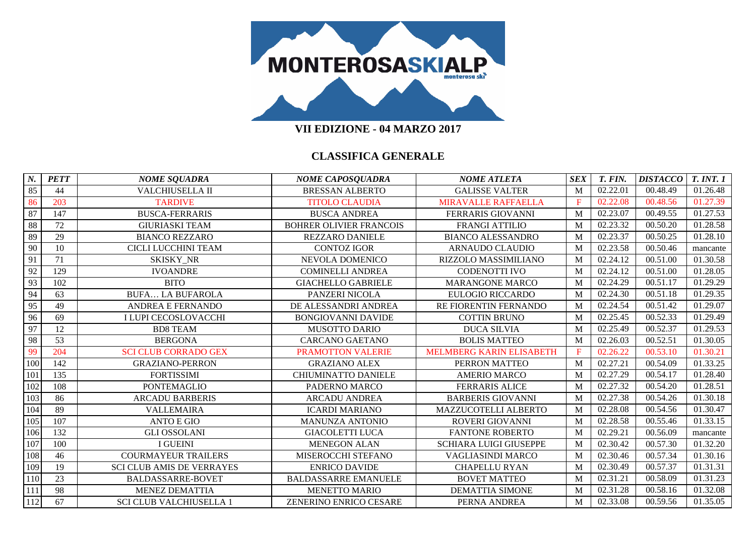**MONTEROSASKIALP**

**VII EDIZIONE - 04 MARZO 2017**

## CLASSIFICA GENERALE

| *N.* | *PETT* | *NOME SQUADRA* | *NOME CAPOSQUADRA* | *NOME ATLETA* | *SEX* | *T. FIN.* | *DISTACCO* | *T. INT. 1* |
|---|---|---|---|---|---|---|---|---|
| 85 | 44 | VALCHIUSELLA II | BRESSAN ALBERTO | GALISSE VALTER | M | 02.22.01 | 00.48.49 | 01.26.48 |
| 86 | 203 | TARDIVE | TITOLO CLAUDIA | MIRAVALLE RAFFAELLA | F | 02.22.08 | 00.48.56 | 01.27.39 |
| 87 | 147 | BUSCA-FERRARIS | BUSCA ANDREA | FERRARIS GIOVANNI | M | 02.23.07 | 00.49.55 | 01.27.53 |
| 88 | 72 | GIURIASKI TEAM | BOHRER OLIVIER FRANCOIS | FRANGI ATTILIO | M | 02.23.32 | 00.50.20 | 01.28.58 |
| 89 | 29 | BIANCO REZZARO | REZZARO DANIELE | BIANCO ALESSANDRO | M | 02.23.37 | 00.50.25 | 01.28.10 |
| 90 | 10 | CICLI LUCCHINI TEAM | CONTOZ IGOR | ARNAUDO CLAUDIO | M | 02.23.58 | 00.50.46 | mancante |
| 91 | 71 | SKISKY_NR | NEVOLA DOMENICO | RIZZOLO MASSIMILIANO | M | 02.24.12 | 00.51.00 | 01.30.58 |
| 92 | 129 | IVOANDRE | COMINELLI ANDREA | CODENOTTI IVO | M | 02.24.12 | 00.51.00 | 01.28.05 |
| 93 | 102 | BITO | GIACHELLO GABRIELE | MARANGONE MARCO | M | 02.24.29 | 00.51.17 | 01.29.29 |
| 94 | 63 | BUFA… LA BUFAROLA | PANZERI NICOLA | EULOGIO RICCARDO | M | 02.24.30 | 00.51.18 | 01.29.35 |
| 95 | 49 | ANDREA E FERNANDO | DE ALESSANDRI ANDREA | RE FIORENTIN FERNANDO | M | 02.24.54 | 00.51.42 | 01.29.07 |
| 96 | 69 | I LUPI CECOSLOVACCHI | BONGIOVANNI DAVIDE | COTTIN BRUNO | M | 02.25.45 | 00.52.33 | 01.29.49 |
| 97 | 12 | BD8 TEAM | MUSOTTO DARIO | DUCA SILVIA | M | 02.25.49 | 00.52.37 | 01.29.53 |
| 98 | 53 | BERGONA | CARCANO GAETANO | BOLIS MATTEO | M | 02.26.03 | 00.52.51 | 01.30.05 |
| 99 | 204 | SCI CLUB CORRADO GEX | PRAMOTTON VALERIE | MELMBERG KARIN ELISABETH | F | 02.26.22 | 00.53.10 | 01.30.21 |
| 100 | 142 | GRAZIANO-PERRON | GRAZIANO ALEX | PERRON MATTEO | M | 02.27.21 | 00.54.09 | 01.33.25 |
| 101 | 135 | FORTISSIMI | CHIUMINATTO DANIELE | AMERIO MARCO | M | 02.27.29 | 00.54.17 | 01.28.40 |
| 102 | 108 | PONTEMAGLIO | PADERNO MARCO | FERRARIS ALICE | M | 02.27.32 | 00.54.20 | 01.28.51 |
| 103 | 86 | ARCADU BARBERIS | ARCADU ANDREA | BARBERIS GIOVANNI | M | 02.27.38 | 00.54.26 | 01.30.18 |
| 104 | 89 | VALLEMAIRA | ICARDI MARIANO | MAZZUCOTELLI ALBERTO | M | 02.28.08 | 00.54.56 | 01.30.47 |
| 105 | 107 | ANTO E GIO | MANUNZA ANTONIO | ROVERI GIOVANNI | M | 02.28.58 | 00.55.46 | 01.33.15 |
| 106 | 132 | GLI OSSOLANI | GIACOLETTI LUCA | FANTONE ROBERTO | M | 02.29.21 | 00.56.09 | mancante |
| 107 | 100 | I GUEINI | MENEGON ALAN | SCHIARA LUIGI GIUSEPPE | M | 02.30.42 | 00.57.30 | 01.32.20 |
| 108 | 46 | COURMAYEUR TRAILERS | MISEROCCHI STEFANO | VAGLIASINDI MARCO | M | 02.30.46 | 00.57.34 | 01.30.16 |
| 109 | 19 | SCI CLUB AMIS DE VERRAYES | ENRICO DAVIDE | CHAPELLU RYAN | M | 02.30.49 | 00.57.37 | 01.31.31 |
| 110 | 23 | BALDASSARRE-BOVET | BALDASSARRE EMANUELE | BOVET MATTEO | M | 02.31.21 | 00.58.09 | 01.31.23 |
| 111 | 98 | MENEZ DEMATTIA | MENETTO MARIO | DEMATTIA SIMONE | M | 02.31.28 | 00.58.16 | 01.32.08 |
| 112 | 67 | SCI CLUB VALCHIUSELLA 1 | ZENERINO ENRICO CESARE | PERNA ANDREA | M | 02.33.08 | 00.59.56 | 01.35.05 |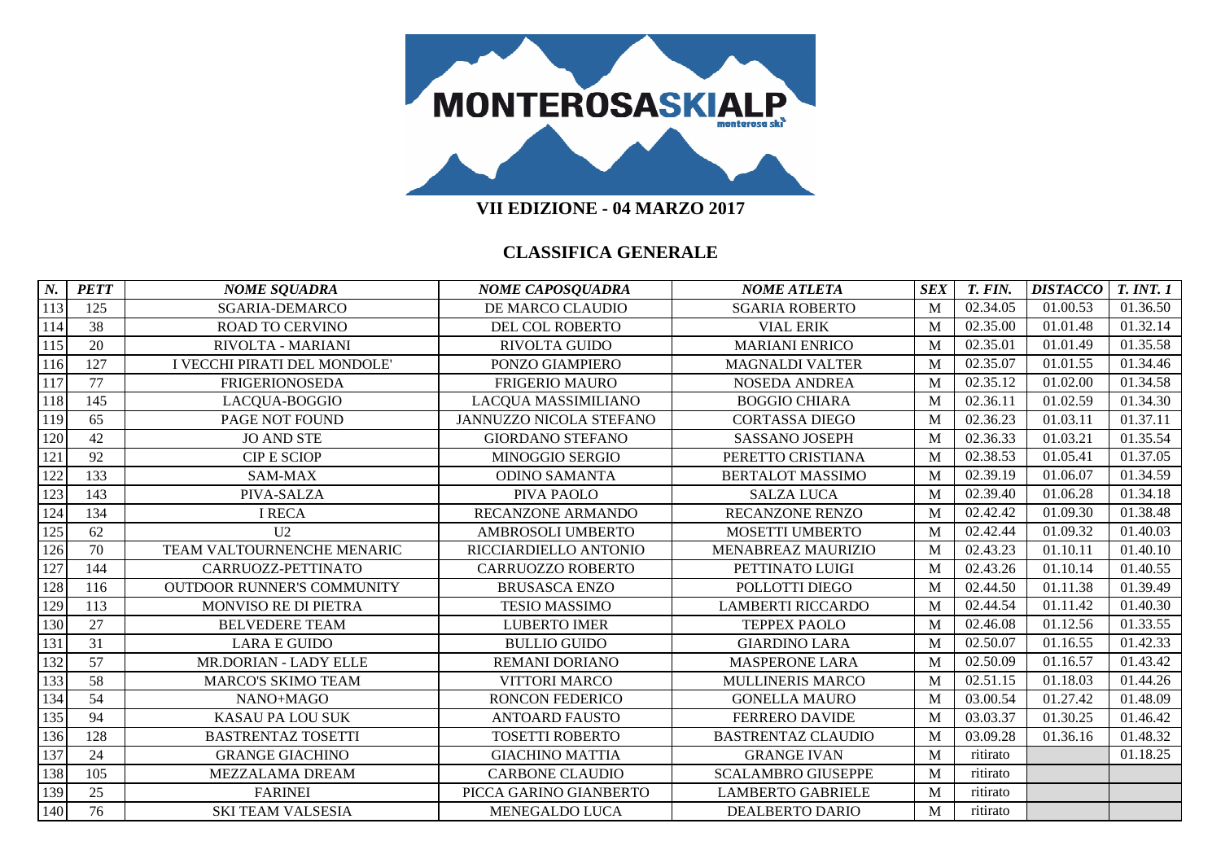MONTEROSASKIALP

**VII EDIZIONE - 04 MARZO 2017**

## CLASSIFICA GENERALE

| *N.* | *PETT* | *NOME SQUADRA* | *NOME CAPOSQUADRA* | *NOME ATLETA* | *SEX* | *T. FIN.* | *DISTACCO* | *T. INT. 1* |
|---|---|---|---|---|---|---|---|---|
| 113 | 125 | SGARIA-DEMARCO | DE MARCO CLAUDIO | SGARIA ROBERTO | M | 02.34.05 | 01.00.53 | 01.36.50 |
| 114 | 38 | ROAD TO CERVINO | DEL COL ROBERTO | VIAL ERIK | M | 02.35.00 | 01.01.48 | 01.32.14 |
| 115 | 20 | RIVOLTA - MARIANI | RIVOLTA GUIDO | MARIANI ENRICO | M | 02.35.01 | 01.01.49 | 01.35.58 |
| 116 | 127 | I VECCHI PIRATI DEL MONDOLE' | PONZO GIAMPIERO | MAGNALDI VALTER | M | 02.35.07 | 01.01.55 | 01.34.46 |
| 117 | 77 | FRIGERIONOSEDA | FRIGERIO MAURO | NOSEDA ANDREA | M | 02.35.12 | 01.02.00 | 01.34.58 |
| 118 | 145 | LACQUA-BOGGIO | LACQUA MASSIMILIANO | BOGGIO CHIARA | M | 02.36.11 | 01.02.59 | 01.34.30 |
| 119 | 65 | PAGE NOT FOUND | JANNUZZO NICOLA STEFANO | CORTASSA DIEGO | M | 02.36.23 | 01.03.11 | 01.37.11 |
| 120 | 42 | JO AND STE | GIORDANO STEFANO | SASSANO JOSEPH | M | 02.36.33 | 01.03.21 | 01.35.54 |
| 121 | 92 | CIP E SCIOP | MINOGGIO SERGIO | PERETTO CRISTIANA | M | 02.38.53 | 01.05.41 | 01.37.05 |
| 122 | 133 | SAM-MAX | ODINO SAMANTA | BERTALOT MASSIMO | M | 02.39.19 | 01.06.07 | 01.34.59 |
| 123 | 143 | PIVA-SALZA | PIVA PAOLO | SALZA LUCA | M | 02.39.40 | 01.06.28 | 01.34.18 |
| 124 | 134 | I RECA | RECANZONE ARMANDO | RECANZONE RENZO | M | 02.42.42 | 01.09.30 | 01.38.48 |
| 125 | 62 | U2 | AMBROSOLI UMBERTO | MOSETTI UMBERTO | M | 02.42.44 | 01.09.32 | 01.40.03 |
| 126 | 70 | TEAM VALTOURNENCHE MENARIC | RICCIARDIELLO ANTONIO | MENABREAZ MAURIZIO | M | 02.43.23 | 01.10.11 | 01.40.10 |
| 127 | 144 | CARRUOZZ-PETTINATO | CARRUOZZO ROBERTO | PETTINATO LUIGI | M | 02.43.26 | 01.10.14 | 01.40.55 |
| 128 | 116 | OUTDOOR RUNNER'S COMMUNITY | BRUSASCA ENZO | POLLOTTI DIEGO | M | 02.44.50 | 01.11.38 | 01.39.49 |
| 129 | 113 | MONVISO RE DI PIETRA | TESIO MASSIMO | LAMBERTI RICCARDO | M | 02.44.54 | 01.11.42 | 01.40.30 |
| 130 | 27 | BELVEDERE TEAM | LUBERTO IMER | TEPPEX PAOLO | M | 02.46.08 | 01.12.56 | 01.33.55 |
| 131 | 31 | LARA E GUIDO | BULLIO GUIDO | GIARDINO LARA | M | 02.50.07 | 01.16.55 | 01.42.33 |
| 132 | 57 | MR.DORIAN - LADY ELLE | REMANI DORIANO | MASPERONE LARA | M | 02.50.09 | 01.16.57 | 01.43.42 |
| 133 | 58 | MARCO'S SKIMO TEAM | VITTORI MARCO | MULLINERIS MARCO | M | 02.51.15 | 01.18.03 | 01.44.26 |
| 134 | 54 | NANO+MAGO | RONCON FEDERICO | GONELLA MAURO | M | 03.00.54 | 01.27.42 | 01.48.09 |
| 135 | 94 | KASAU PA LOU SUK | ANTOARD FAUSTO | FERRERO DAVIDE | M | 03.03.37 | 01.30.25 | 01.46.42 |
| 136 | 128 | BASTRENTAZ TOSETTI | TOSETTI ROBERTO | BASTRENTAZ CLAUDIO | M | 03.09.28 | 01.36.16 | 01.48.32 |
| 137 | 24 | GRANGE GIACHINO | GIACHINO MATTIA | GRANGE IVAN | M | ritirato | | 01.18.25 |
| 138 | 105 | MEZZALAMA DREAM | CARBONE CLAUDIO | SCALAMBRO GIUSEPPE | M | ritirato | | |
| 139 | 25 | FARINEI | PICCA GARINO GIANBERTO | LAMBERTO GABRIELE | M | ritirato | | |
| 140 | 76 | SKI TEAM VALSESIA | MENEGALDO LUCA | DEALBERTO DARIO | M | ritirato | | |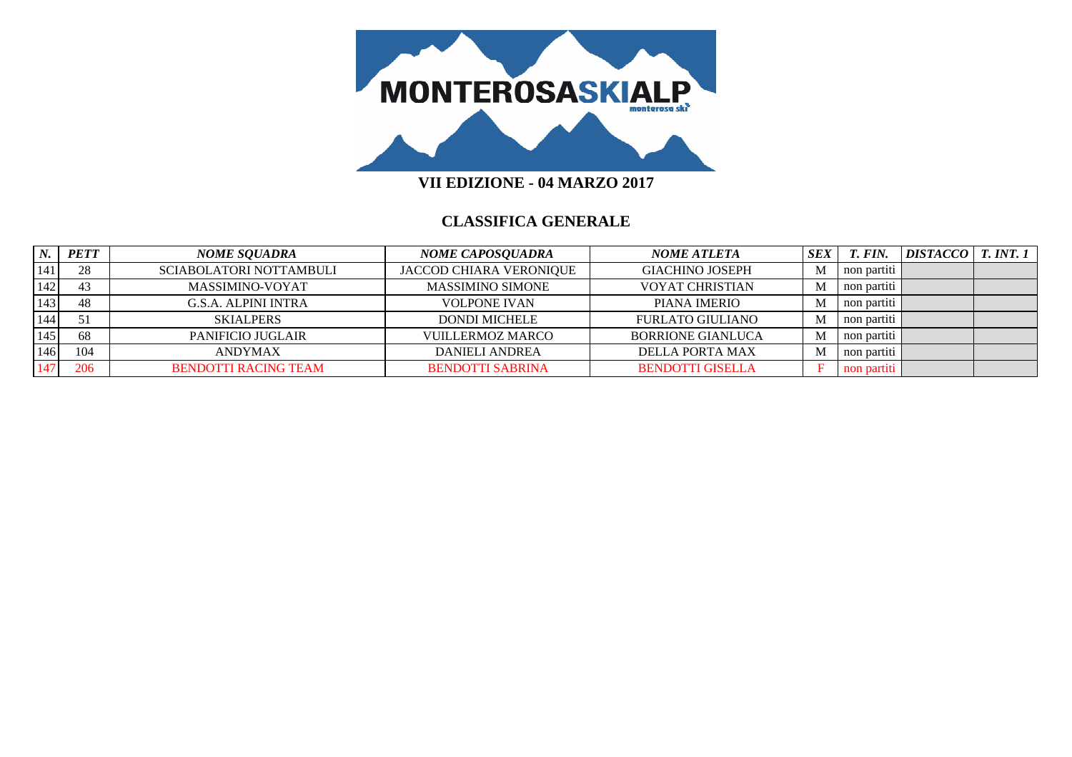MONTEROSASKIALP

monterosa ski

**VII EDIZIONE - 04 MARZO 2017**

## CLASSIFICA GENERALE

| *N.* | *PETT* | *NOME SQUADRA* | *NOME CAPOSQUADRA* | *NOME ATLETA* | *SEX* | *T. FIN.* | *DISTACCO* | *T. INT. 1* |
|---|---|---|---|---|---|---|---|---|
| 141 | 28 | SCIABOLATORI NOTTAMBULI | JACCOD CHIARA VERONIQUE | GIACHINO JOSEPH | M | non partiti | | |
| 142 | 43 | MASSIMINO-VOYAT | MASSIMINO SIMONE | VOYAT CHRISTIAN | M | non partiti | | |
| 143 | 48 | G.S.A. ALPINI INTRA | VOLPONE IVAN | PIANA IMERIO | M | non partiti | | |
| 144 | 51 | SKIALPERS | DONDI MICHELE | FURLATO GIULIANO | M | non partiti | | |
| 145 | 68 | PANIFICIO JUGLAIR | VUILLERMOZ MARCO | BORRIONE GIANLUCA | M | non partiti | | |
| 146 | 104 | ANDYMAX | DANIELI ANDREA | DELLA PORTA MAX | M | non partiti | | |
| 147 | 206 | BENDOTTI RACING TEAM | BENDOTTI SABRINA | BENDOTTI GISELLA | F | non partiti | | |